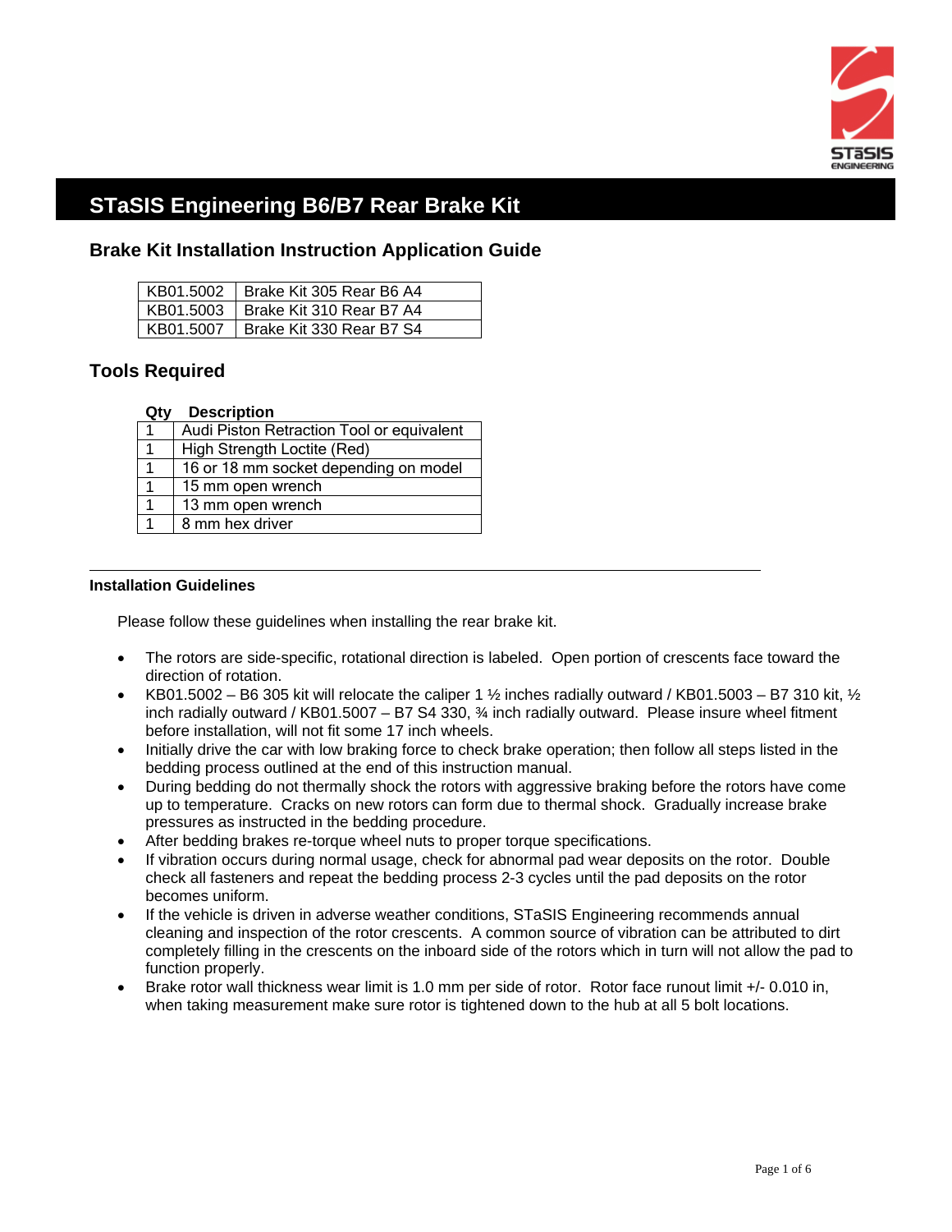# STaSIS Engineering B6/B7 Rear Brake Kit

## Brake Kit Installation Instruction Application Guide

| | |
|---|---|
| KB01.5002 | Brake Kit 305 Rear B6 A4 |
| KB01.5003 | Brake Kit 310 Rear B7 A4 |
| KB01.5007 | Brake Kit 330 Rear B7 S4 |

## Tools Required

| Qty | Description |
|---|---|
| 1 | Audi Piston Retraction Tool or equivalent |
| 1 | High Strength Loctite (Red) |
| 1 | 16 or 18 mm socket depending on model |
| 1 | 15 mm open wrench |
| 1 | 13 mm open wrench |
| 1 | 8 mm hex driver |

---

### Installation Guidelines

Please follow these guidelines when installing the rear brake kit.

- The rotors are side-specific, rotational direction is labeled. Open portion of crescents face toward the direction of rotation.
- KB01.5002 – B6 305 kit will relocate the caliper 1 ½ inches radially outward / KB01.5003 – B7 310 kit, ½ inch radially outward / KB01.5007 – B7 S4 330, ¾ inch radially outward. Please insure wheel fitment before installation, will not fit some 17 inch wheels.
- Initially drive the car with low braking force to check brake operation; then follow all steps listed in the bedding process outlined at the end of this instruction manual.
- During bedding do not thermally shock the rotors with aggressive braking before the rotors have come up to temperature. Cracks on new rotors can form due to thermal shock. Gradually increase brake pressures as instructed in the bedding procedure.
- After bedding brakes re-torque wheel nuts to proper torque specifications.
- If vibration occurs during normal usage, check for abnormal pad wear deposits on the rotor. Double check all fasteners and repeat the bedding process 2-3 cycles until the pad deposits on the rotor becomes uniform.
- If the vehicle is driven in adverse weather conditions, STaSIS Engineering recommends annual cleaning and inspection of the rotor crescents. A common source of vibration can be attributed to dirt completely filling in the crescents on the inboard side of the rotors which in turn will not allow the pad to function properly.
- Brake rotor wall thickness wear limit is 1.0 mm per side of rotor. Rotor face runout limit +/- 0.010 in, when taking measurement make sure rotor is tightened down to the hub at all 5 bolt locations.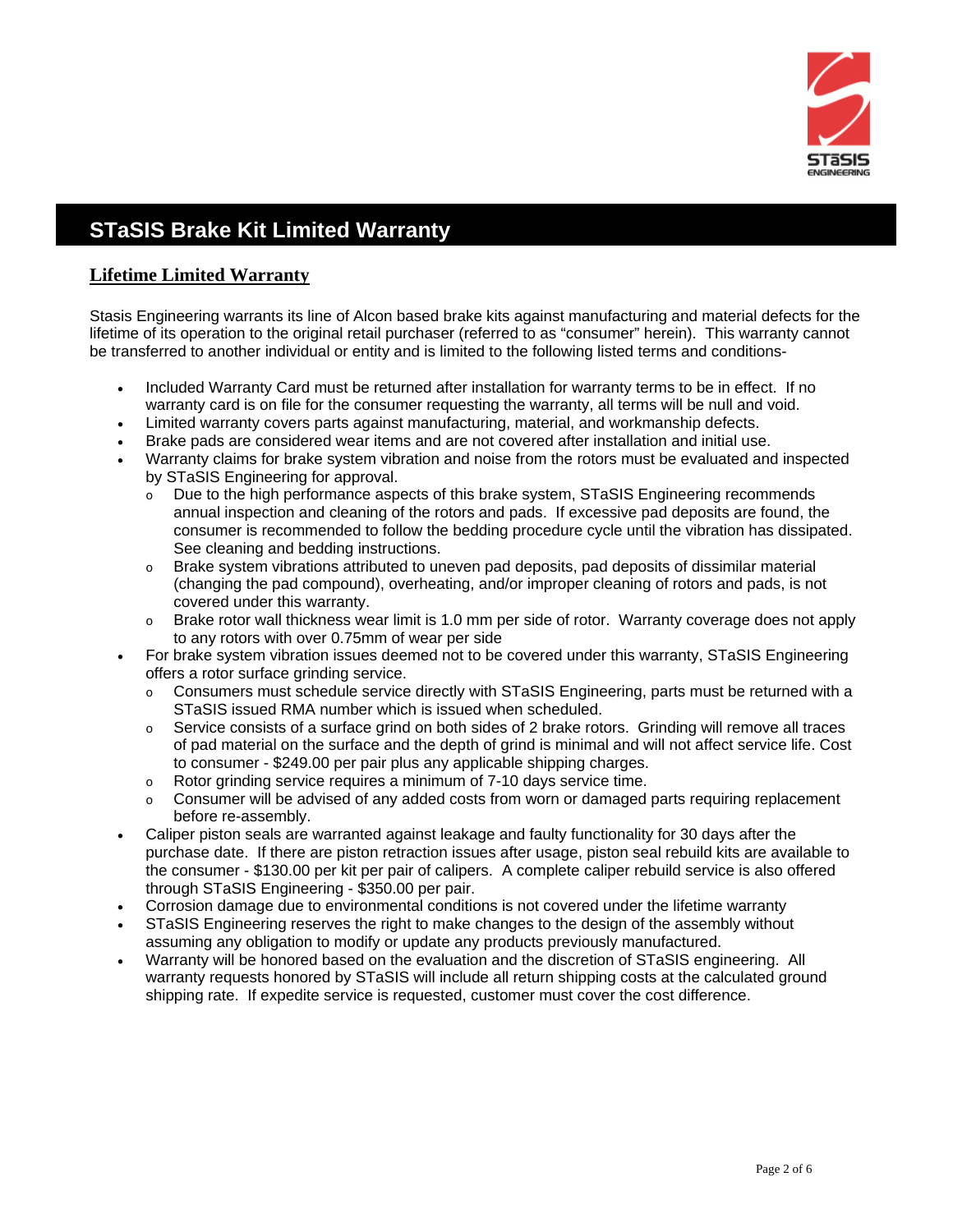# STaSIS Brake Kit Limited Warranty

## Lifetime Limited Warranty

Stasis Engineering warrants its line of Alcon based brake kits against manufacturing and material defects for the lifetime of its operation to the original retail purchaser (referred to as "consumer" herein). This warranty cannot be transferred to another individual or entity and is limited to the following listed terms and conditions-

- Included Warranty Card must be returned after installation for warranty terms to be in effect. If no warranty card is on file for the consumer requesting the warranty, all terms will be null and void.
- Limited warranty covers parts against manufacturing, material, and workmanship defects.
- Brake pads are considered wear items and are not covered after installation and initial use.
- Warranty claims for brake system vibration and noise from the rotors must be evaluated and inspected by STaSIS Engineering for approval.
  - Due to the high performance aspects of this brake system, STaSIS Engineering recommends annual inspection and cleaning of the rotors and pads. If excessive pad deposits are found, the consumer is recommended to follow the bedding procedure cycle until the vibration has dissipated. See cleaning and bedding instructions.
  - Brake system vibrations attributed to uneven pad deposits, pad deposits of dissimilar material (changing the pad compound), overheating, and/or improper cleaning of rotors and pads, is not covered under this warranty.
  - Brake rotor wall thickness wear limit is 1.0 mm per side of rotor. Warranty coverage does not apply to any rotors with over 0.75mm of wear per side
- For brake system vibration issues deemed not to be covered under this warranty, STaSIS Engineering offers a rotor surface grinding service.
  - Consumers must schedule service directly with STaSIS Engineering, parts must be returned with a STaSIS issued RMA number which is issued when scheduled.
  - Service consists of a surface grind on both sides of 2 brake rotors. Grinding will remove all traces of pad material on the surface and the depth of grind is minimal and will not affect service life. Cost to consumer - $249.00 per pair plus any applicable shipping charges.
  - Rotor grinding service requires a minimum of 7-10 days service time.
  - Consumer will be advised of any added costs from worn or damaged parts requiring replacement before re-assembly.
- Caliper piston seals are warranted against leakage and faulty functionality for 30 days after the purchase date. If there are piston retraction issues after usage, piston seal rebuild kits are available to the consumer - $130.00 per kit per pair of calipers. A complete caliper rebuild service is also offered through STaSIS Engineering - $350.00 per pair.
- Corrosion damage due to environmental conditions is not covered under the lifetime warranty
- STaSIS Engineering reserves the right to make changes to the design of the assembly without assuming any obligation to modify or update any products previously manufactured.
- Warranty will be honored based on the evaluation and the discretion of STaSIS engineering. All warranty requests honored by STaSIS will include all return shipping costs at the calculated ground shipping rate. If expedite service is requested, customer must cover the cost difference.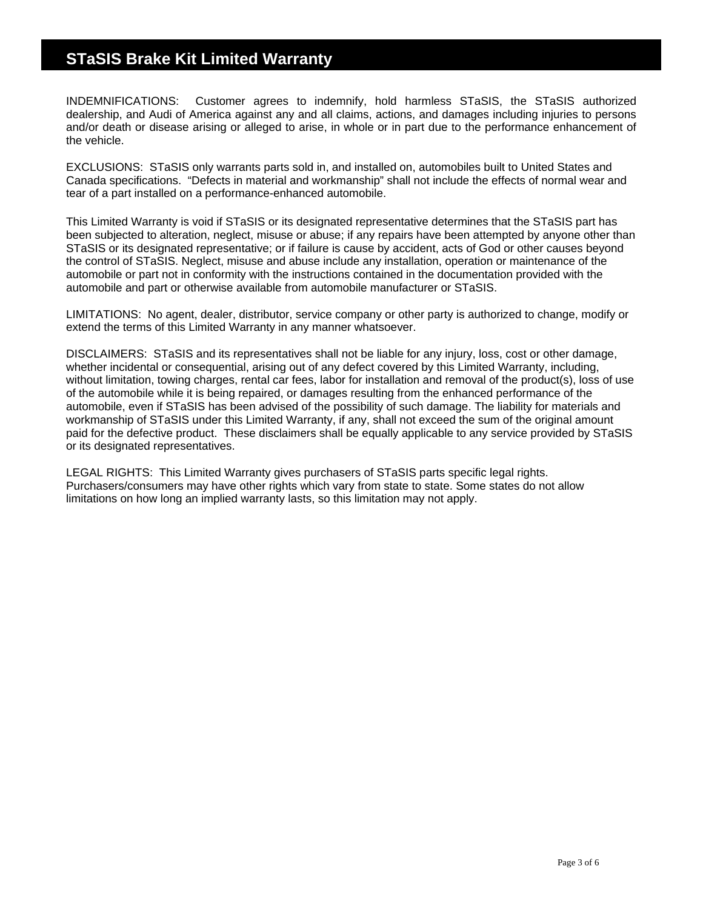# STaSIS Brake Kit Limited Warranty

INDEMNIFICATIONS: Customer agrees to indemnify, hold harmless STaSIS, the STaSIS authorized dealership, and Audi of America against any and all claims, actions, and damages including injuries to persons and/or death or disease arising or alleged to arise, in whole or in part due to the performance enhancement of the vehicle.

EXCLUSIONS: STaSIS only warrants parts sold in, and installed on, automobiles built to United States and Canada specifications. "Defects in material and workmanship" shall not include the effects of normal wear and tear of a part installed on a performance-enhanced automobile.

This Limited Warranty is void if STaSIS or its designated representative determines that the STaSIS part has been subjected to alteration, neglect, misuse or abuse; if any repairs have been attempted by anyone other than STaSIS or its designated representative; or if failure is cause by accident, acts of God or other causes beyond the control of STaSIS. Neglect, misuse and abuse include any installation, operation or maintenance of the automobile or part not in conformity with the instructions contained in the documentation provided with the automobile and part or otherwise available from automobile manufacturer or STaSIS.

LIMITATIONS: No agent, dealer, distributor, service company or other party is authorized to change, modify or extend the terms of this Limited Warranty in any manner whatsoever.

DISCLAIMERS: STaSIS and its representatives shall not be liable for any injury, loss, cost or other damage, whether incidental or consequential, arising out of any defect covered by this Limited Warranty, including, without limitation, towing charges, rental car fees, labor for installation and removal of the product(s), loss of use of the automobile while it is being repaired, or damages resulting from the enhanced performance of the automobile, even if STaSIS has been advised of the possibility of such damage. The liability for materials and workmanship of STaSIS under this Limited Warranty, if any, shall not exceed the sum of the original amount paid for the defective product. These disclaimers shall be equally applicable to any service provided by STaSIS or its designated representatives.

LEGAL RIGHTS: This Limited Warranty gives purchasers of STaSIS parts specific legal rights. Purchasers/consumers may have other rights which vary from state to state. Some states do not allow limitations on how long an implied warranty lasts, so this limitation may not apply.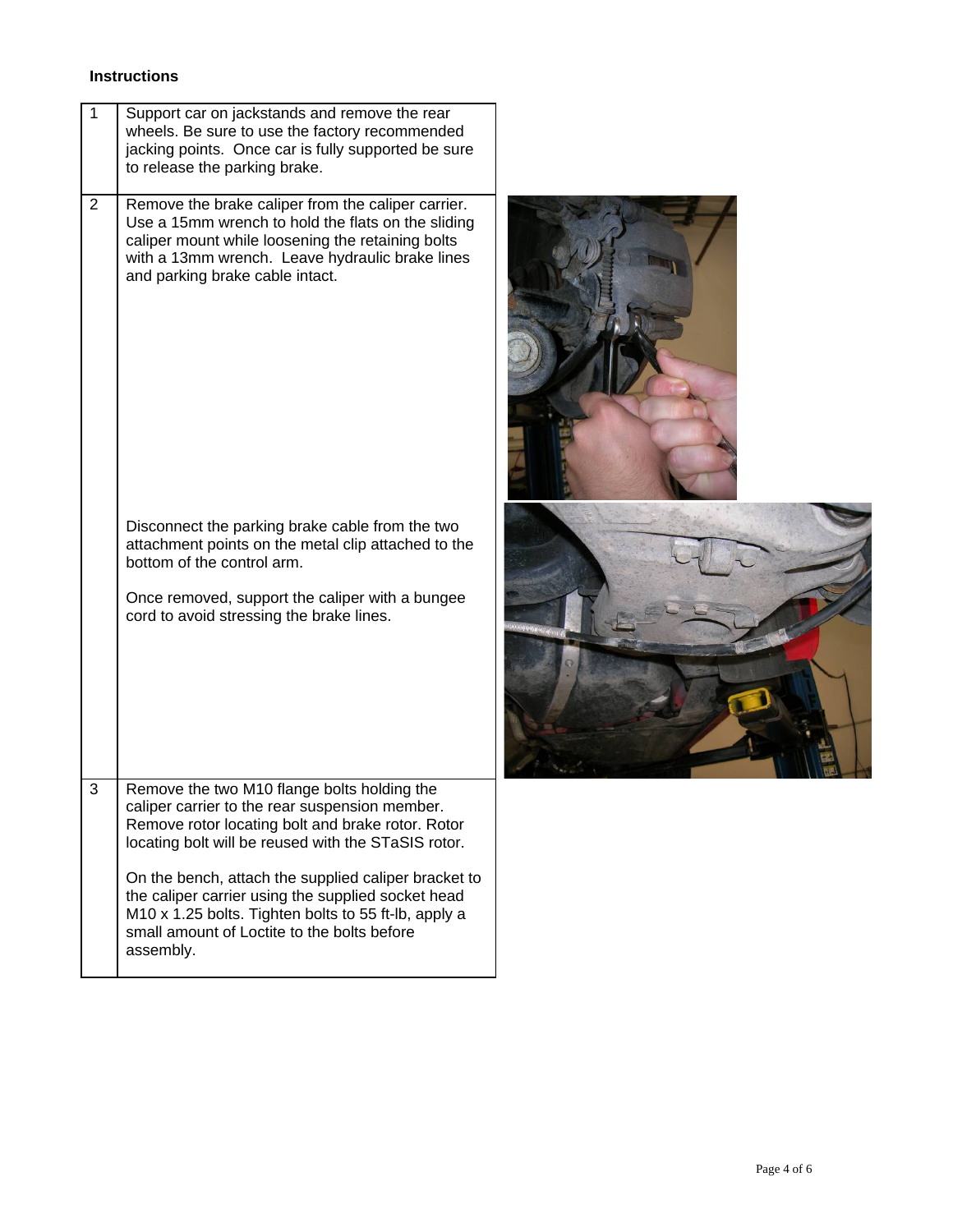**Instructions**

| | |
|---|---|
| 1 | Support car on jackstands and remove the rear wheels. Be sure to use the factory recommended jacking points. Once car is fully supported be sure to release the parking brake. |
| 2 | Remove the brake caliper from the caliper carrier. Use a 15mm wrench to hold the flats on the sliding caliper mount while loosening the retaining bolts with a 13mm wrench. Leave hydraulic brake lines and parking brake cable intact.<br><br>Disconnect the parking brake cable from the two attachment points on the metal clip attached to the bottom of the control arm.<br><br>Once removed, support the caliper with a bungee cord to avoid stressing the brake lines. |
| 3 | Remove the two M10 flange bolts holding the caliper carrier to the rear suspension member. Remove rotor locating bolt and brake rotor. Rotor locating bolt will be reused with the STaSIS rotor.<br><br>On the bench, attach the supplied caliper bracket to the caliper carrier using the supplied socket head M10 x 1.25 bolts. Tighten bolts to 55 ft-lb, apply a small amount of Loctite to the bolts before assembly. |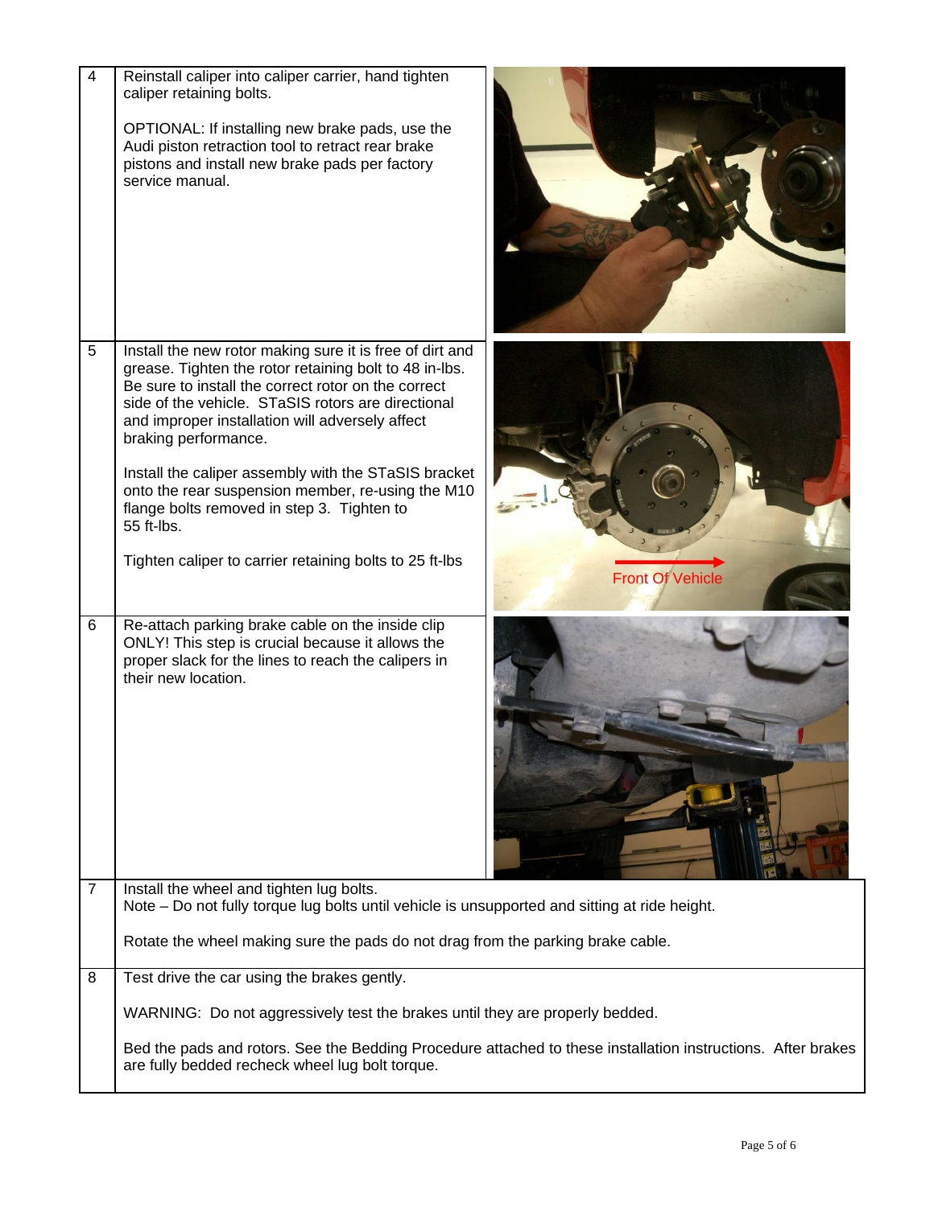| Step | Instructions |
| --- | --- |
| 4 | Reinstall caliper into caliper carrier, hand tighten caliper retaining bolts.<br><br>OPTIONAL: If installing new brake pads, use the Audi piston retraction tool to retract rear brake pistons and install new brake pads per factory service manual. |
| 5 | Install the new rotor making sure it is free of dirt and grease. Tighten the rotor retaining bolt to 48 in-lbs. Be sure to install the correct rotor on the correct side of the vehicle. STaSIS rotors are directional and improper installation will adversely affect braking performance.<br><br>Install the caliper assembly with the STaSIS bracket onto the rear suspension member, re-using the M10 flange bolts removed in step 3. Tighten to 55 ft-lbs.<br><br>Tighten caliper to carrier retaining bolts to 25 ft-lbs<br><br>Front Of Vehicle |
| 6 | Re-attach parking brake cable on the inside clip ONLY! This step is crucial because it allows the proper slack for the lines to reach the calipers in their new location. |
| 7 | Install the wheel and tighten lug bolts.<br>Note – Do not fully torque lug bolts until vehicle is unsupported and sitting at ride height.<br><br>Rotate the wheel making sure the pads do not drag from the parking brake cable. |
| 8 | Test drive the car using the brakes gently.<br><br>WARNING: Do not aggressively test the brakes until they are properly bedded.<br><br>Bed the pads and rotors. See the Bedding Procedure attached to these installation instructions. After brakes are fully bedded recheck wheel lug bolt torque. |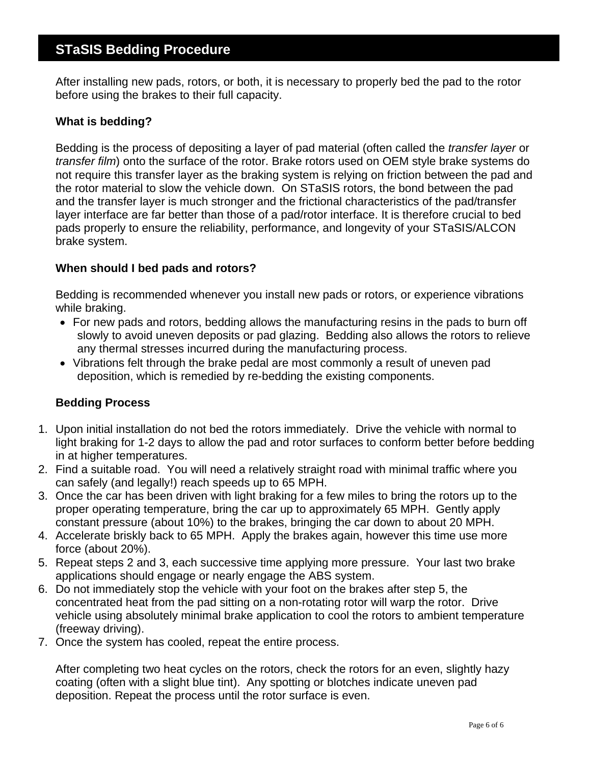## STaSIS Bedding Procedure

After installing new pads, rotors, or both, it is necessary to properly bed the pad to the rotor before using the brakes to their full capacity.

### What is bedding?

Bedding is the process of depositing a layer of pad material (often called the *transfer layer* or *transfer film*) onto the surface of the rotor. Brake rotors used on OEM style brake systems do not require this transfer layer as the braking system is relying on friction between the pad and the rotor material to slow the vehicle down. On STaSIS rotors, the bond between the pad and the transfer layer is much stronger and the frictional characteristics of the pad/transfer layer interface are far better than those of a pad/rotor interface. It is therefore crucial to bed pads properly to ensure the reliability, performance, and longevity of your STaSIS/ALCON brake system.

### When should I bed pads and rotors?

Bedding is recommended whenever you install new pads or rotors, or experience vibrations while braking.

- For new pads and rotors, bedding allows the manufacturing resins in the pads to burn off slowly to avoid uneven deposits or pad glazing. Bedding also allows the rotors to relieve any thermal stresses incurred during the manufacturing process.
- Vibrations felt through the brake pedal are most commonly a result of uneven pad deposition, which is remedied by re-bedding the existing components.

### Bedding Process

1. Upon initial installation do not bed the rotors immediately. Drive the vehicle with normal to light braking for 1-2 days to allow the pad and rotor surfaces to conform better before bedding in at higher temperatures.
2. Find a suitable road. You will need a relatively straight road with minimal traffic where you can safely (and legally!) reach speeds up to 65 MPH.
3. Once the car has been driven with light braking for a few miles to bring the rotors up to the proper operating temperature, bring the car up to approximately 65 MPH. Gently apply constant pressure (about 10%) to the brakes, bringing the car down to about 20 MPH.
4. Accelerate briskly back to 65 MPH. Apply the brakes again, however this time use more force (about 20%).
5. Repeat steps 2 and 3, each successive time applying more pressure. Your last two brake applications should engage or nearly engage the ABS system.
6. Do not immediately stop the vehicle with your foot on the brakes after step 5, the concentrated heat from the pad sitting on a non-rotating rotor will warp the rotor. Drive vehicle using absolutely minimal brake application to cool the rotors to ambient temperature (freeway driving).
7. Once the system has cooled, repeat the entire process.

After completing two heat cycles on the rotors, check the rotors for an even, slightly hazy coating (often with a slight blue tint). Any spotting or blotches indicate uneven pad deposition. Repeat the process until the rotor surface is even.